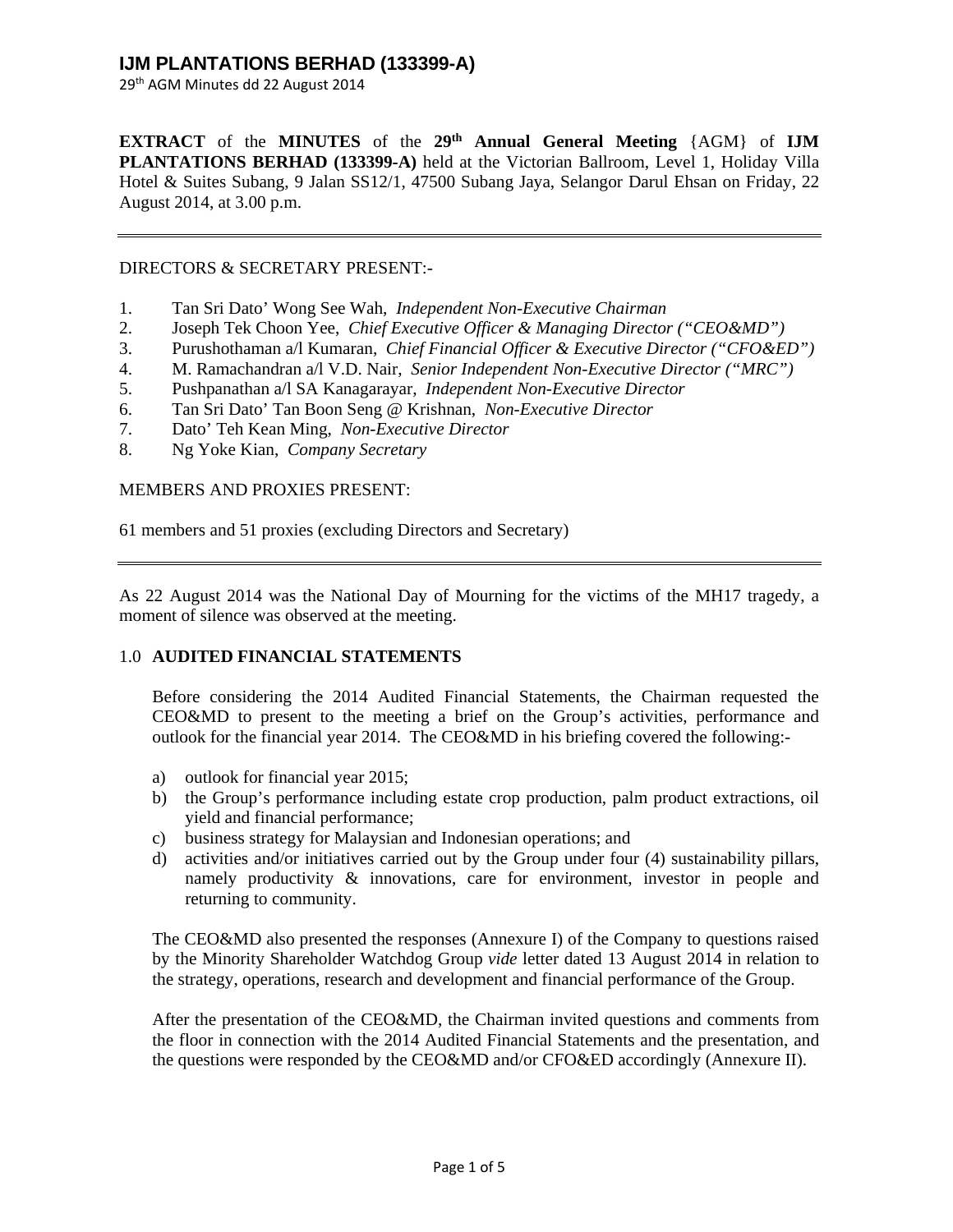**EXTRACT** of the **MINUTES** of the **29th Annual General Meeting** {AGM} of **IJM PLANTATIONS BERHAD (133399-A)** held at the Victorian Ballroom, Level 1, Holiday Villa Hotel & Suites Subang, 9 Jalan SS12/1, 47500 Subang Jaya, Selangor Darul Ehsan on Friday, 22 August 2014, at 3.00 p.m.

---

DIRECTORS & SECRETARY PRESENT:-

1. Tan Sri Dato' Wong See Wah, *Independent Non-Executive Chairman*
2. Joseph Tek Choon Yee, *Chief Executive Officer & Managing Director ("CEO&MD")*
3. Purushothaman a/l Kumaran, *Chief Financial Officer & Executive Director ("CFO&ED")*
4. M. Ramachandran a/l V.D. Nair, *Senior Independent Non-Executive Director ("MRC")*
5. Pushpanathan a/l SA Kanagarayar, *Independent Non-Executive Director*
6. Tan Sri Dato' Tan Boon Seng @ Krishnan, *Non-Executive Director*
7. Dato' Teh Kean Ming, *Non-Executive Director*
8. Ng Yoke Kian, *Company Secretary*

MEMBERS AND PROXIES PRESENT:

61 members and 51 proxies (excluding Directors and Secretary)

---

As 22 August 2014 was the National Day of Mourning for the victims of the MH17 tragedy, a moment of silence was observed at the meeting.

## 1.0 AUDITED FINANCIAL STATEMENTS

Before considering the 2014 Audited Financial Statements, the Chairman requested the CEO&MD to present to the meeting a brief on the Group's activities, performance and outlook for the financial year 2014. The CEO&MD in his briefing covered the following:-

a) outlook for financial year 2015;
b) the Group's performance including estate crop production, palm product extractions, oil yield and financial performance;
c) business strategy for Malaysian and Indonesian operations; and
d) activities and/or initiatives carried out by the Group under four (4) sustainability pillars, namely productivity & innovations, care for environment, investor in people and returning to community.

The CEO&MD also presented the responses (Annexure I) of the Company to questions raised by the Minority Shareholder Watchdog Group *vide* letter dated 13 August 2014 in relation to the strategy, operations, research and development and financial performance of the Group.

After the presentation of the CEO&MD, the Chairman invited questions and comments from the floor in connection with the 2014 Audited Financial Statements and the presentation, and the questions were responded by the CEO&MD and/or CFO&ED accordingly (Annexure II).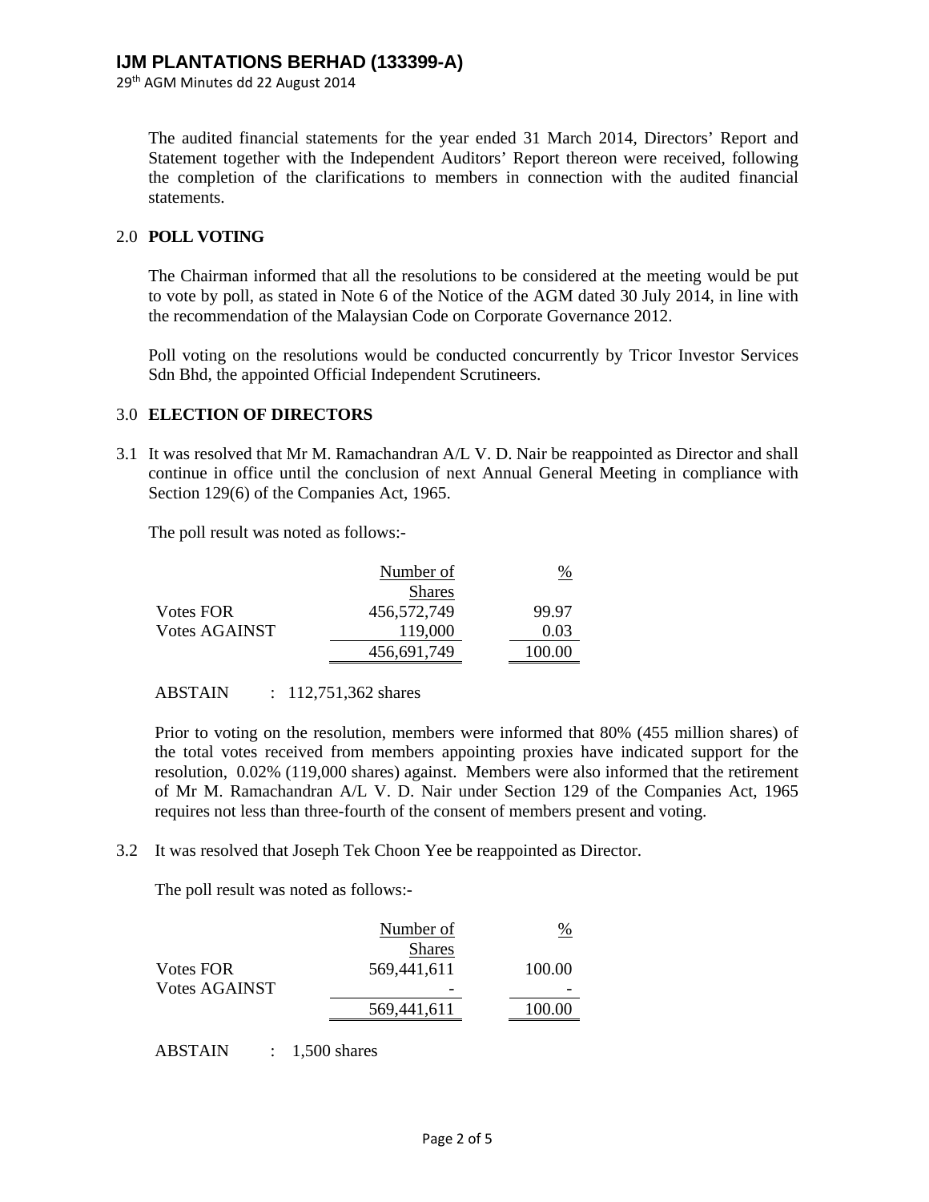The audited financial statements for the year ended 31 March 2014, Directors' Report and Statement together with the Independent Auditors' Report thereon were received, following the completion of the clarifications to members in connection with the audited financial statements.

## 2.0 POLL VOTING

The Chairman informed that all the resolutions to be considered at the meeting would be put to vote by poll, as stated in Note 6 of the Notice of the AGM dated 30 July 2014, in line with the recommendation of the Malaysian Code on Corporate Governance 2012.

Poll voting on the resolutions would be conducted concurrently by Tricor Investor Services Sdn Bhd, the appointed Official Independent Scrutineers.

## 3.0 ELECTION OF DIRECTORS

3.1 It was resolved that Mr M. Ramachandran A/L V. D. Nair be reappointed as Director and shall continue in office until the conclusion of next Annual General Meeting in compliance with Section 129(6) of the Companies Act, 1965.

The poll result was noted as follows:-

| | Number of Shares | % |
|---|---|---|
| Votes FOR | 456,572,749 | 99.97 |
| Votes AGAINST | 119,000 | 0.03 |
| | 456,691,749 | 100.00 |

ABSTAIN : 112,751,362 shares

Prior to voting on the resolution, members were informed that 80% (455 million shares) of the total votes received from members appointing proxies have indicated support for the resolution, 0.02% (119,000 shares) against. Members were also informed that the retirement of Mr M. Ramachandran A/L V. D. Nair under Section 129 of the Companies Act, 1965 requires not less than three-fourth of the consent of members present and voting.

3.2 It was resolved that Joseph Tek Choon Yee be reappointed as Director.

The poll result was noted as follows:-

| | Number of Shares | % |
|---|---|---|
| Votes FOR | 569,441,611 | 100.00 |
| Votes AGAINST | - | - |
| | 569,441,611 | 100.00 |

ABSTAIN : 1,500 shares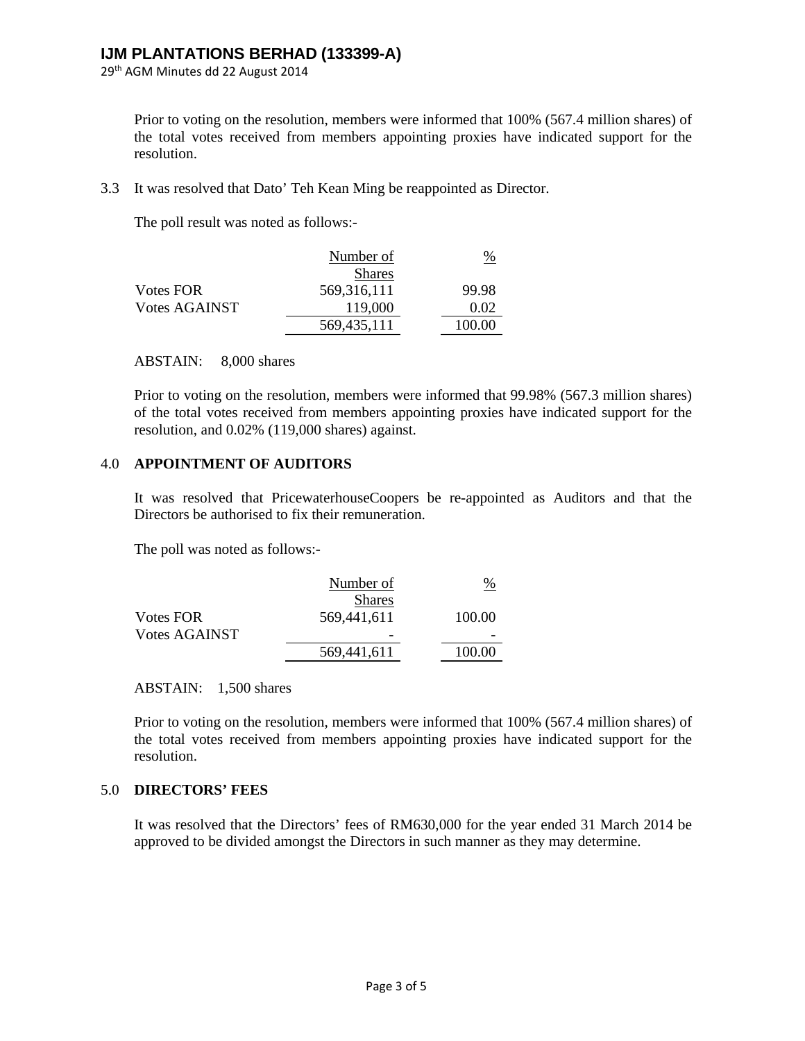Prior to voting on the resolution, members were informed that 100% (567.4 million shares) of the total votes received from members appointing proxies have indicated support for the resolution.

3.3 It was resolved that Dato' Teh Kean Ming be reappointed as Director.

The poll result was noted as follows:-

| | Number of Shares | % |
|---|---|---|
| Votes FOR | 569,316,111 | 99.98 |
| Votes AGAINST | 119,000 | 0.02 |
| | 569,435,111 | 100.00 |

ABSTAIN: 8,000 shares

Prior to voting on the resolution, members were informed that 99.98% (567.3 million shares) of the total votes received from members appointing proxies have indicated support for the resolution, and 0.02% (119,000 shares) against.

## 4.0 APPOINTMENT OF AUDITORS

It was resolved that PricewaterhouseCoopers be re-appointed as Auditors and that the Directors be authorised to fix their remuneration.

The poll was noted as follows:-

| | Number of Shares | % |
|---|---|---|
| Votes FOR | 569,441,611 | 100.00 |
| Votes AGAINST | - | - |
| | 569,441,611 | 100.00 |

ABSTAIN: 1,500 shares

Prior to voting on the resolution, members were informed that 100% (567.4 million shares) of the total votes received from members appointing proxies have indicated support for the resolution.

## 5.0 DIRECTORS' FEES

It was resolved that the Directors' fees of RM630,000 for the year ended 31 March 2014 be approved to be divided amongst the Directors in such manner as they may determine.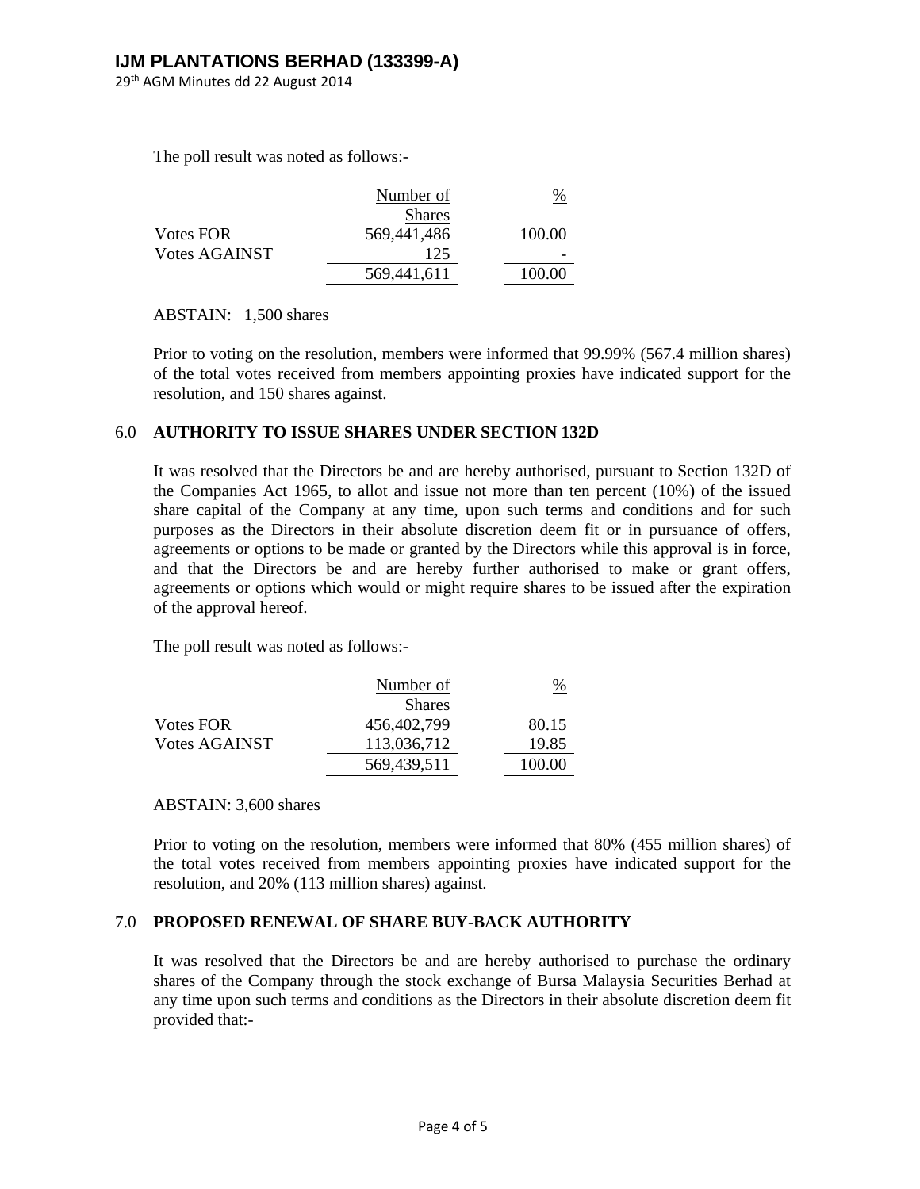The poll result was noted as follows:-

| | Number of Shares | % |
|---|---|---|
| Votes FOR | 569,441,486 | 100.00 |
| Votes AGAINST | 125 | - |
| | 569,441,611 | 100.00 |

ABSTAIN: 1,500 shares

Prior to voting on the resolution, members were informed that 99.99% (567.4 million shares) of the total votes received from members appointing proxies have indicated support for the resolution, and 150 shares against.

## 6.0 AUTHORITY TO ISSUE SHARES UNDER SECTION 132D

It was resolved that the Directors be and are hereby authorised, pursuant to Section 132D of the Companies Act 1965, to allot and issue not more than ten percent (10%) of the issued share capital of the Company at any time, upon such terms and conditions and for such purposes as the Directors in their absolute discretion deem fit or in pursuance of offers, agreements or options to be made or granted by the Directors while this approval is in force, and that the Directors be and are hereby further authorised to make or grant offers, agreements or options which would or might require shares to be issued after the expiration of the approval hereof.

The poll result was noted as follows:-

| | Number of Shares | % |
|---|---|---|
| Votes FOR | 456,402,799 | 80.15 |
| Votes AGAINST | 113,036,712 | 19.85 |
| | 569,439,511 | 100.00 |

ABSTAIN: 3,600 shares

Prior to voting on the resolution, members were informed that 80% (455 million shares) of the total votes received from members appointing proxies have indicated support for the resolution, and 20% (113 million shares) against.

## 7.0 PROPOSED RENEWAL OF SHARE BUY-BACK AUTHORITY

It was resolved that the Directors be and are hereby authorised to purchase the ordinary shares of the Company through the stock exchange of Bursa Malaysia Securities Berhad at any time upon such terms and conditions as the Directors in their absolute discretion deem fit provided that:-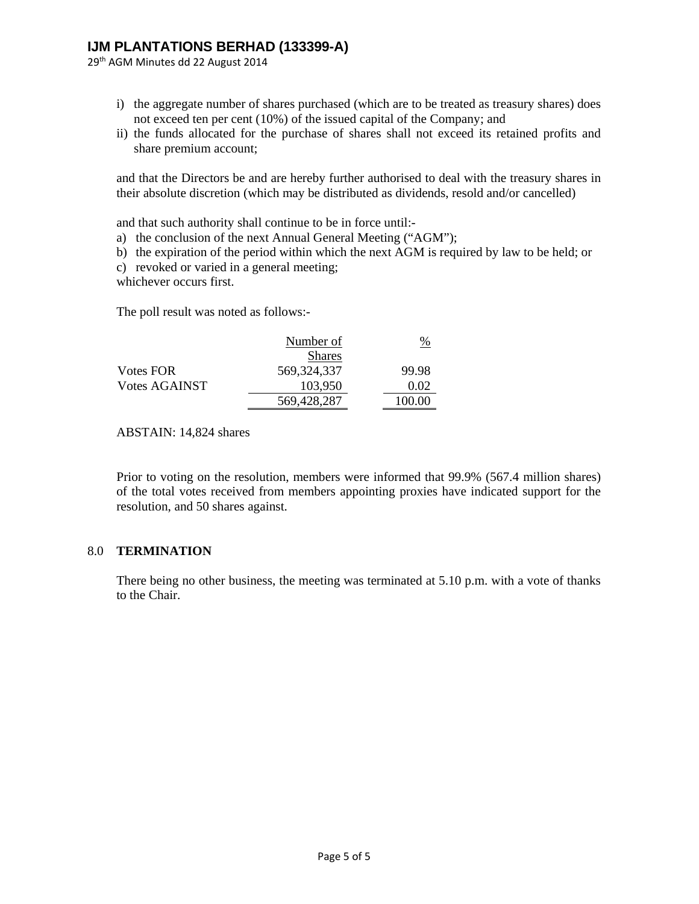i) the aggregate number of shares purchased (which are to be treated as treasury shares) does not exceed ten per cent (10%) of the issued capital of the Company; and
ii) the funds allocated for the purchase of shares shall not exceed its retained profits and share premium account;

and that the Directors be and are hereby further authorised to deal with the treasury shares in their absolute discretion (which may be distributed as dividends, resold and/or cancelled)

and that such authority shall continue to be in force until:-

a) the conclusion of the next Annual General Meeting ("AGM");
b) the expiration of the period within which the next AGM is required by law to be held; or
c) revoked or varied in a general meeting;

whichever occurs first.

The poll result was noted as follows:-

| | Number of Shares | % |
|---|---|---|
| Votes FOR | 569,324,337 | 99.98 |
| Votes AGAINST | 103,950 | 0.02 |
| | 569,428,287 | 100.00 |

ABSTAIN: 14,824 shares

Prior to voting on the resolution, members were informed that 99.9% (567.4 million shares) of the total votes received from members appointing proxies have indicated support for the resolution, and 50 shares against.

## 8.0 TERMINATION

There being no other business, the meeting was terminated at 5.10 p.m. with a vote of thanks to the Chair.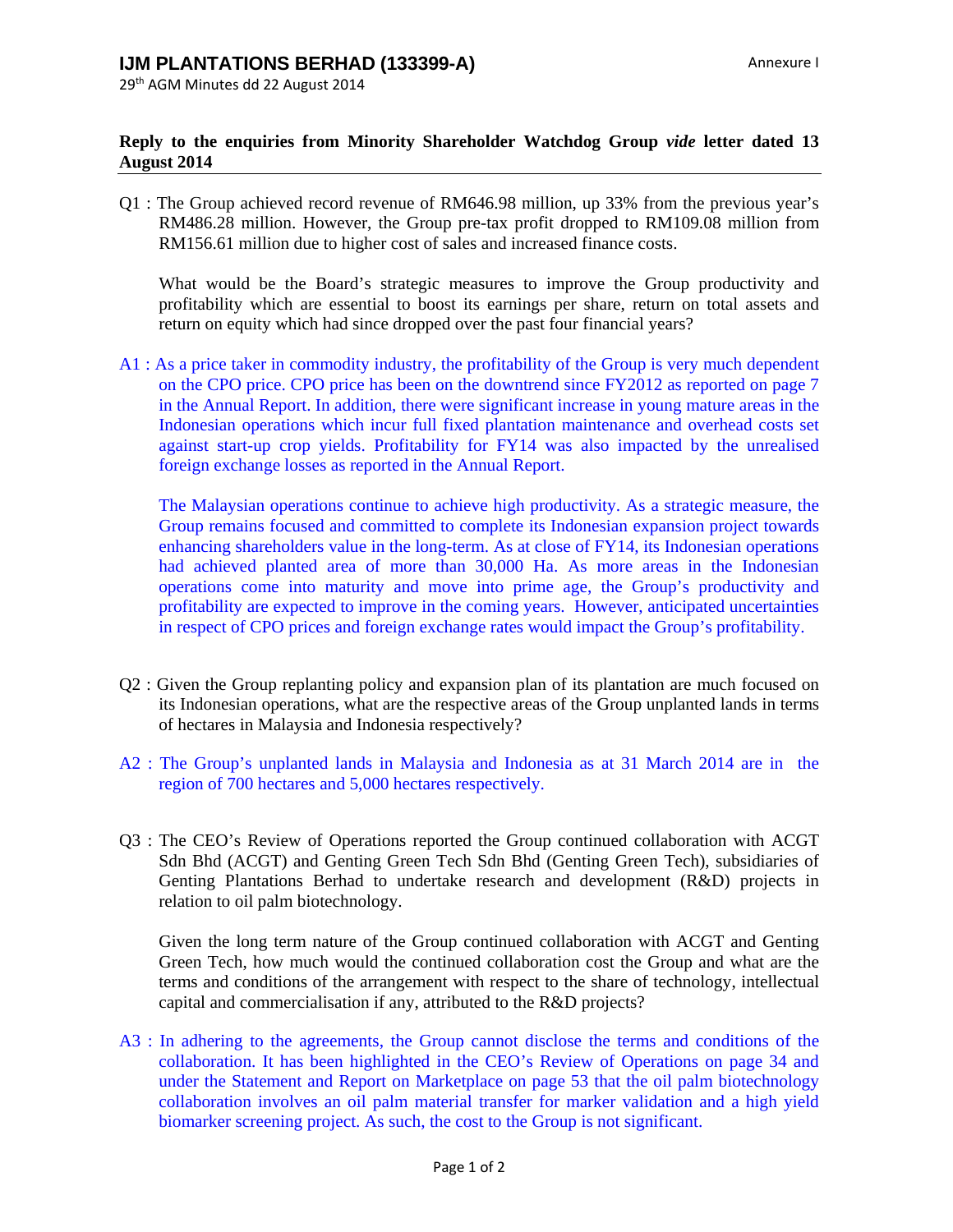**IJM PLANTATIONS BERHAD (133399-A)**

Annexure I

29th AGM Minutes dd 22 August 2014

**Reply to the enquiries from Minority Shareholder Watchdog Group *vide* letter dated 13 August 2014**

Q1 : The Group achieved record revenue of RM646.98 million, up 33% from the previous year's RM486.28 million. However, the Group pre-tax profit dropped to RM109.08 million from RM156.61 million due to higher cost of sales and increased finance costs.

What would be the Board's strategic measures to improve the Group productivity and profitability which are essential to boost its earnings per share, return on total assets and return on equity which had since dropped over the past four financial years?

A1 : As a price taker in commodity industry, the profitability of the Group is very much dependent on the CPO price. CPO price has been on the downtrend since FY2012 as reported on page 7 in the Annual Report. In addition, there were significant increase in young mature areas in the Indonesian operations which incur full fixed plantation maintenance and overhead costs set against start-up crop yields. Profitability for FY14 was also impacted by the unrealised foreign exchange losses as reported in the Annual Report.

The Malaysian operations continue to achieve high productivity. As a strategic measure, the Group remains focused and committed to complete its Indonesian expansion project towards enhancing shareholders value in the long-term. As at close of FY14, its Indonesian operations had achieved planted area of more than 30,000 Ha. As more areas in the Indonesian operations come into maturity and move into prime age, the Group's productivity and profitability are expected to improve in the coming years. However, anticipated uncertainties in respect of CPO prices and foreign exchange rates would impact the Group's profitability.

Q2 : Given the Group replanting policy and expansion plan of its plantation are much focused on its Indonesian operations, what are the respective areas of the Group unplanted lands in terms of hectares in Malaysia and Indonesia respectively?

A2 : The Group's unplanted lands in Malaysia and Indonesia as at 31 March 2014 are in the region of 700 hectares and 5,000 hectares respectively.

Q3 : The CEO's Review of Operations reported the Group continued collaboration with ACGT Sdn Bhd (ACGT) and Genting Green Tech Sdn Bhd (Genting Green Tech), subsidiaries of Genting Plantations Berhad to undertake research and development (R&D) projects in relation to oil palm biotechnology.

Given the long term nature of the Group continued collaboration with ACGT and Genting Green Tech, how much would the continued collaboration cost the Group and what are the terms and conditions of the arrangement with respect to the share of technology, intellectual capital and commercialisation if any, attributed to the R&D projects?

A3 : In adhering to the agreements, the Group cannot disclose the terms and conditions of the collaboration. It has been highlighted in the CEO's Review of Operations on page 34 and under the Statement and Report on Marketplace on page 53 that the oil palm biotechnology collaboration involves an oil palm material transfer for marker validation and a high yield biomarker screening project. As such, the cost to the Group is not significant.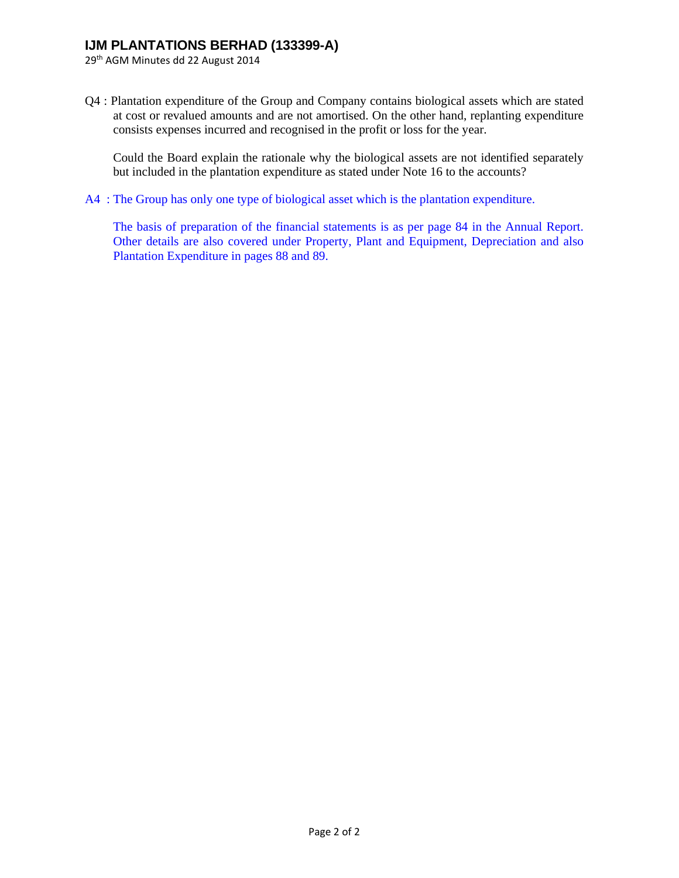Q4 : Plantation expenditure of the Group and Company contains biological assets which are stated at cost or revalued amounts and are not amortised. On the other hand, replanting expenditure consists expenses incurred and recognised in the profit or loss for the year.

Could the Board explain the rationale why the biological assets are not identified separately but included in the plantation expenditure as stated under Note 16 to the accounts?

A4 : The Group has only one type of biological asset which is the plantation expenditure.

The basis of preparation of the financial statements is as per page 84 in the Annual Report. Other details are also covered under Property, Plant and Equipment, Depreciation and also Plantation Expenditure in pages 88 and 89.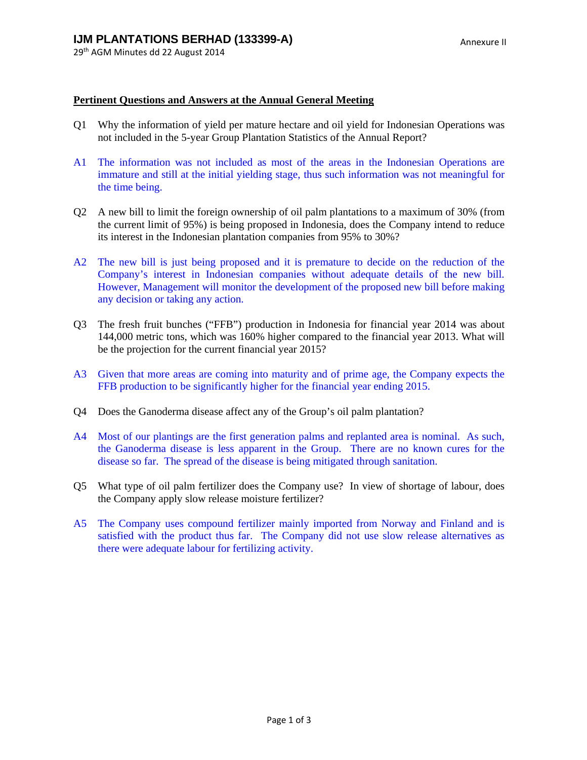**Pertinent Questions and Answers at the Annual General Meeting**

Q1 Why the information of yield per mature hectare and oil yield for Indonesian Operations was not included in the 5-year Group Plantation Statistics of the Annual Report?

A1 The information was not included as most of the areas in the Indonesian Operations are immature and still at the initial yielding stage, thus such information was not meaningful for the time being.

Q2 A new bill to limit the foreign ownership of oil palm plantations to a maximum of 30% (from the current limit of 95%) is being proposed in Indonesia, does the Company intend to reduce its interest in the Indonesian plantation companies from 95% to 30%?

A2 The new bill is just being proposed and it is premature to decide on the reduction of the Company's interest in Indonesian companies without adequate details of the new bill. However, Management will monitor the development of the proposed new bill before making any decision or taking any action.

Q3 The fresh fruit bunches ("FFB") production in Indonesia for financial year 2014 was about 144,000 metric tons, which was 160% higher compared to the financial year 2013. What will be the projection for the current financial year 2015?

A3 Given that more areas are coming into maturity and of prime age, the Company expects the FFB production to be significantly higher for the financial year ending 2015.

Q4 Does the Ganoderma disease affect any of the Group's oil palm plantation?

A4 Most of our plantings are the first generation palms and replanted area is nominal. As such, the Ganoderma disease is less apparent in the Group. There are no known cures for the disease so far. The spread of the disease is being mitigated through sanitation.

Q5 What type of oil palm fertilizer does the Company use? In view of shortage of labour, does the Company apply slow release moisture fertilizer?

A5 The Company uses compound fertilizer mainly imported from Norway and Finland and is satisfied with the product thus far. The Company did not use slow release alternatives as there were adequate labour for fertilizing activity.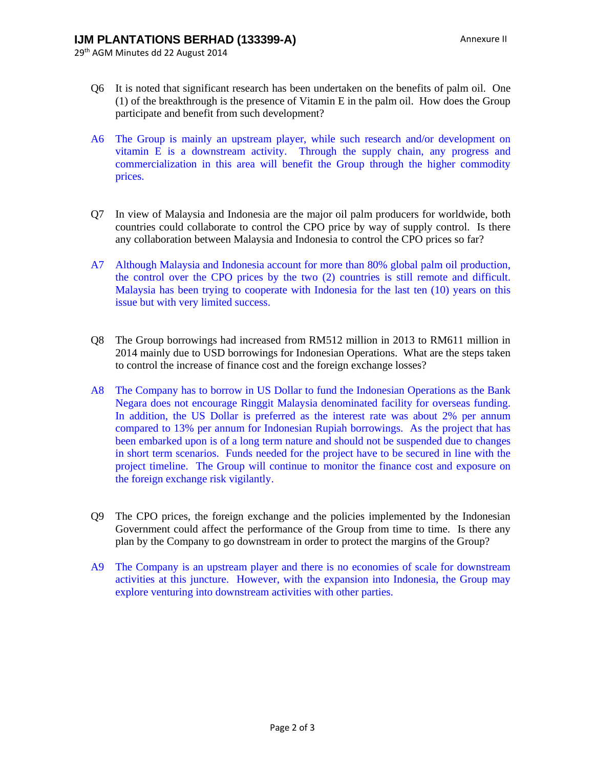Q6 It is noted that significant research has been undertaken on the benefits of palm oil. One (1) of the breakthrough is the presence of Vitamin E in the palm oil. How does the Group participate and benefit from such development?

A6 The Group is mainly an upstream player, while such research and/or development on vitamin E is a downstream activity. Through the supply chain, any progress and commercialization in this area will benefit the Group through the higher commodity prices.

Q7 In view of Malaysia and Indonesia are the major oil palm producers for worldwide, both countries could collaborate to control the CPO price by way of supply control. Is there any collaboration between Malaysia and Indonesia to control the CPO prices so far?

A7 Although Malaysia and Indonesia account for more than 80% global palm oil production, the control over the CPO prices by the two (2) countries is still remote and difficult. Malaysia has been trying to cooperate with Indonesia for the last ten (10) years on this issue but with very limited success.

Q8 The Group borrowings had increased from RM512 million in 2013 to RM611 million in 2014 mainly due to USD borrowings for Indonesian Operations. What are the steps taken to control the increase of finance cost and the foreign exchange losses?

A8 The Company has to borrow in US Dollar to fund the Indonesian Operations as the Bank Negara does not encourage Ringgit Malaysia denominated facility for overseas funding. In addition, the US Dollar is preferred as the interest rate was about 2% per annum compared to 13% per annum for Indonesian Rupiah borrowings. As the project that has been embarked upon is of a long term nature and should not be suspended due to changes in short term scenarios. Funds needed for the project have to be secured in line with the project timeline. The Group will continue to monitor the finance cost and exposure on the foreign exchange risk vigilantly.

Q9 The CPO prices, the foreign exchange and the policies implemented by the Indonesian Government could affect the performance of the Group from time to time. Is there any plan by the Company to go downstream in order to protect the margins of the Group?

A9 The Company is an upstream player and there is no economies of scale for downstream activities at this juncture. However, with the expansion into Indonesia, the Group may explore venturing into downstream activities with other parties.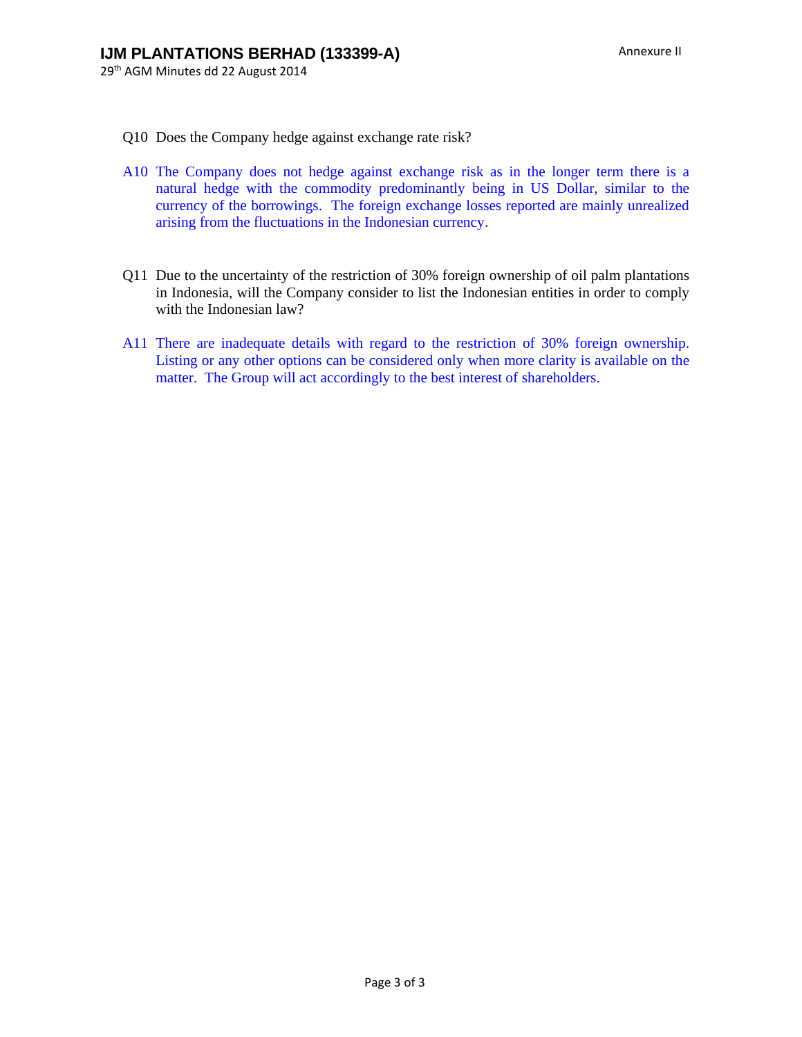Q10 Does the Company hedge against exchange rate risk?

A10 The Company does not hedge against exchange risk as in the longer term there is a natural hedge with the commodity predominantly being in US Dollar, similar to the currency of the borrowings. The foreign exchange losses reported are mainly unrealized arising from the fluctuations in the Indonesian currency.

Q11 Due to the uncertainty of the restriction of 30% foreign ownership of oil palm plantations in Indonesia, will the Company consider to list the Indonesian entities in order to comply with the Indonesian law?

A11 There are inadequate details with regard to the restriction of 30% foreign ownership. Listing or any other options can be considered only when more clarity is available on the matter. The Group will act accordingly to the best interest of shareholders.